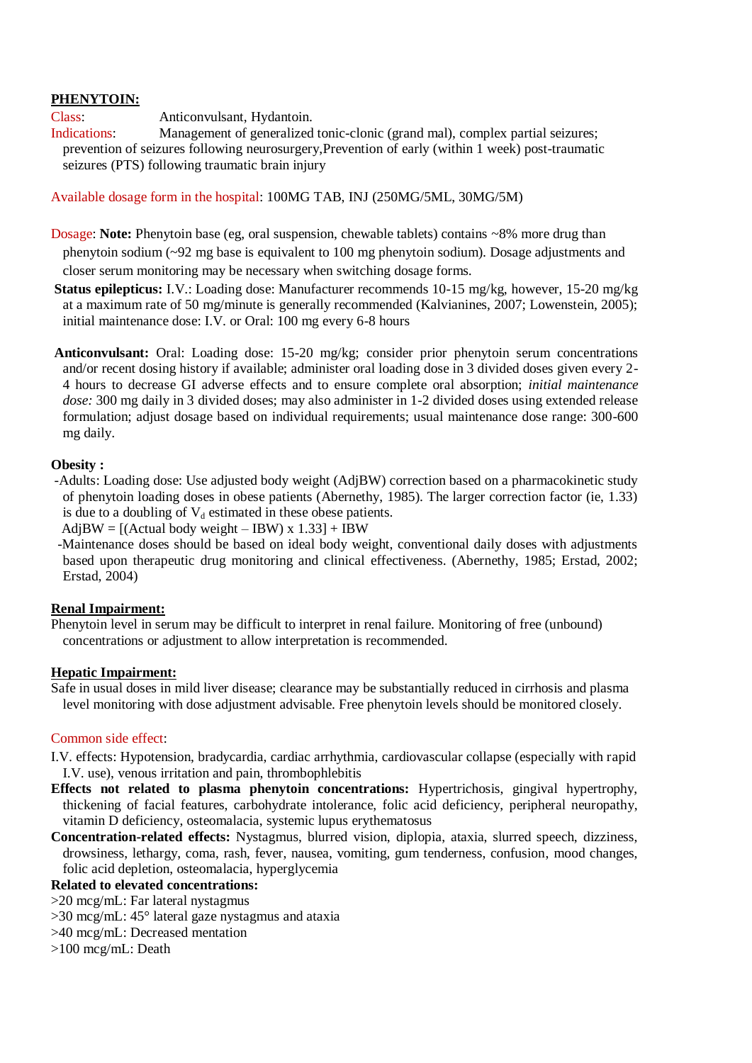## PHENYTOIN:

Class: Anticonvulsant, Hydantoin.

Indications: Management of generalized tonic-clonic (grand mal), complex partial seizures; prevention of seizures following neurosurgery,Prevention of early (within 1 week) post-traumatic seizures (PTS) following traumatic brain injury

Available dosage form in the hospital: 100MG TAB, INJ (250MG/5ML, 30MG/5M)

Dosage: **Note:** Phenytoin base (eg, oral suspension, chewable tablets) contains ~8% more drug than phenytoin sodium (~92 mg base is equivalent to 100 mg phenytoin sodium). Dosage adjustments and closer serum monitoring may be necessary when switching dosage forms.

**Status epilepticus:** I.V.: Loading dose: Manufacturer recommends 10-15 mg/kg, however, 15-20 mg/kg at a maximum rate of 50 mg/minute is generally recommended (Kalvianines, 2007; Lowenstein, 2005); initial maintenance dose: I.V. or Oral: 100 mg every 6-8 hours

**Anticonvulsant:** Oral: Loading dose: 15-20 mg/kg; consider prior phenytoin serum concentrations and/or recent dosing history if available; administer oral loading dose in 3 divided doses given every 2-4 hours to decrease GI adverse effects and to ensure complete oral absorption; *initial maintenance dose:* 300 mg daily in 3 divided doses; may also administer in 1-2 divided doses using extended release formulation; adjust dosage based on individual requirements; usual maintenance dose range: 300-600 mg daily.

**Obesity :**

-Adults: Loading dose: Use adjusted body weight (AdjBW) correction based on a pharmacokinetic study of phenytoin loading doses in obese patients (Abernethy, 1985). The larger correction factor (ie, 1.33) is due to a doubling of $V_d$ estimated in these obese patients.

AdjBW = [(Actual body weight – IBW) x 1.33] + IBW

-Maintenance doses should be based on ideal body weight, conventional daily doses with adjustments based upon therapeutic drug monitoring and clinical effectiveness. (Abernethy, 1985; Erstad, 2002; Erstad, 2004)

**Renal Impairment:**

Phenytoin level in serum may be difficult to interpret in renal failure. Monitoring of free (unbound) concentrations or adjustment to allow interpretation is recommended.

**Hepatic Impairment:**

Safe in usual doses in mild liver disease; clearance may be substantially reduced in cirrhosis and plasma level monitoring with dose adjustment advisable. Free phenytoin levels should be monitored closely.

Common side effect:

I.V. effects: Hypotension, bradycardia, cardiac arrhythmia, cardiovascular collapse (especially with rapid I.V. use), venous irritation and pain, thrombophlebitis

**Effects not related to plasma phenytoin concentrations:** Hypertrichosis, gingival hypertrophy, thickening of facial features, carbohydrate intolerance, folic acid deficiency, peripheral neuropathy, vitamin D deficiency, osteomalacia, systemic lupus erythematosus

**Concentration-related effects:** Nystagmus, blurred vision, diplopia, ataxia, slurred speech, dizziness, drowsiness, lethargy, coma, rash, fever, nausea, vomiting, gum tenderness, confusion, mood changes, folic acid depletion, osteomalacia, hyperglycemia

**Related to elevated concentrations:**

>20 mcg/mL: Far lateral nystagmus

>30 mcg/mL: 45° lateral gaze nystagmus and ataxia

>40 mcg/mL: Decreased mentation

>100 mcg/mL: Death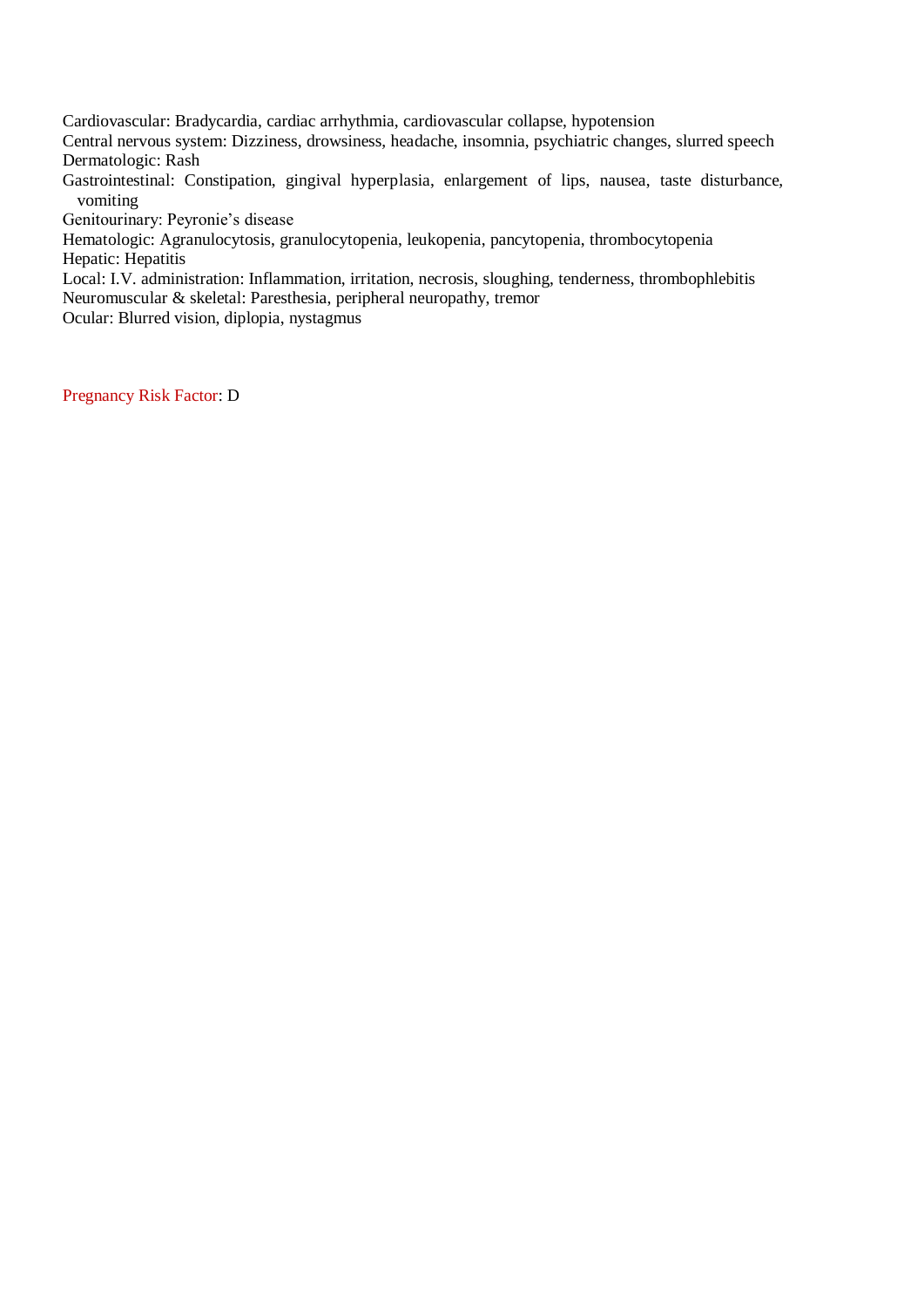Cardiovascular: Bradycardia, cardiac arrhythmia, cardiovascular collapse, hypotension
Central nervous system: Dizziness, drowsiness, headache, insomnia, psychiatric changes, slurred speech
Dermatologic: Rash
Gastrointestinal: Constipation, gingival hyperplasia, enlargement of lips, nausea, taste disturbance, vomiting
Genitourinary: Peyronie's disease
Hematologic: Agranulocytosis, granulocytopenia, leukopenia, pancytopenia, thrombocytopenia
Hepatic: Hepatitis
Local: I.V. administration: Inflammation, irritation, necrosis, sloughing, tenderness, thrombophlebitis
Neuromuscular & skeletal: Paresthesia, peripheral neuropathy, tremor
Ocular: Blurred vision, diplopia, nystagmus

Pregnancy Risk Factor: D